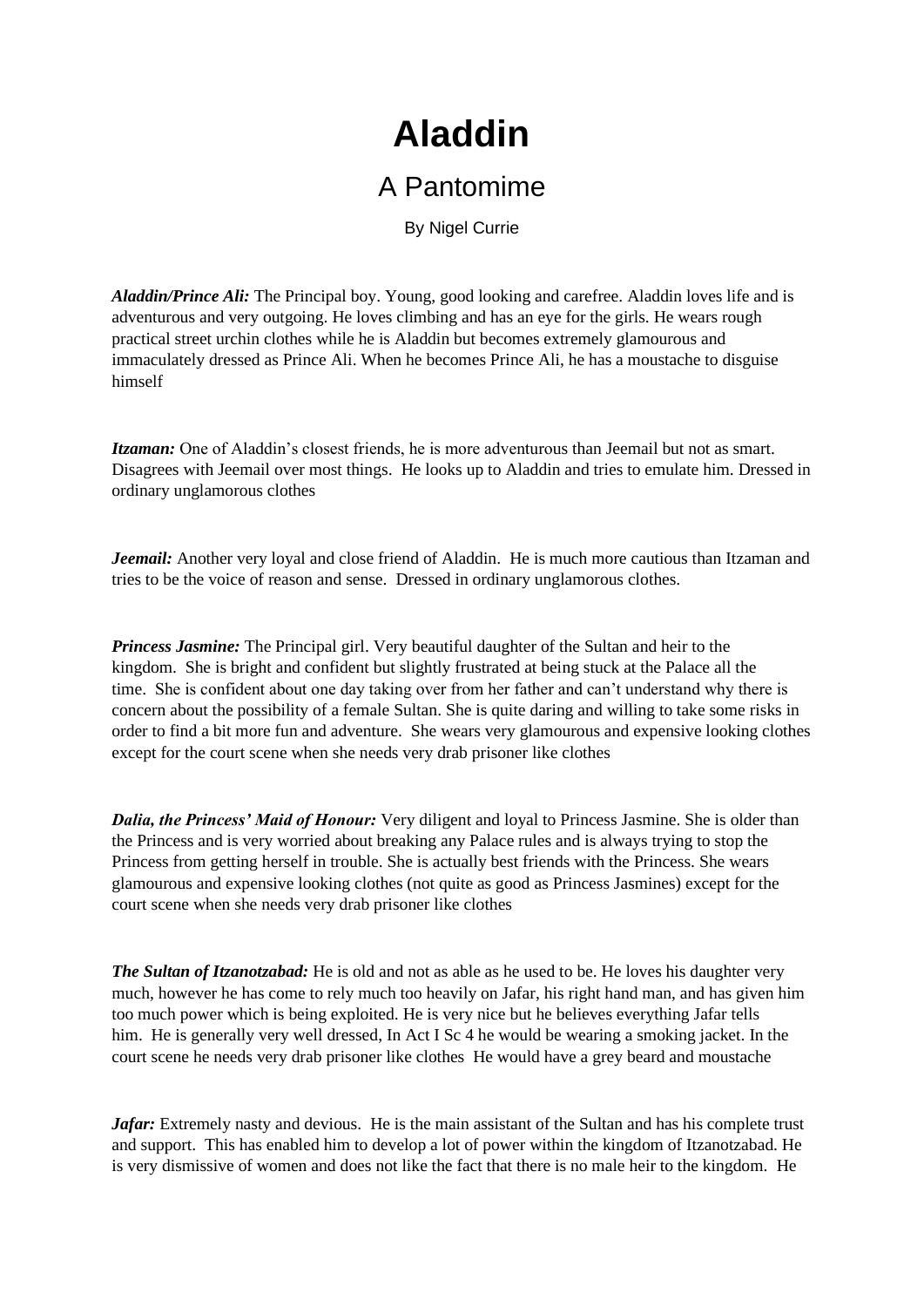# Aladdin

## A Pantomime

By Nigel Currie

***Aladdin/Prince Ali:*** The Principal boy. Young, good looking and carefree. Aladdin loves life and is adventurous and very outgoing. He loves climbing and has an eye for the girls. He wears rough practical street urchin clothes while he is Aladdin but becomes extremely glamourous and immaculately dressed as Prince Ali. When he becomes Prince Ali, he has a moustache to disguise himself

***Itzaman:*** One of Aladdin's closest friends, he is more adventurous than Jeemail but not as smart. Disagrees with Jeemail over most things. He looks up to Aladdin and tries to emulate him. Dressed in ordinary unglamorous clothes

***Jeemail:*** Another very loyal and close friend of Aladdin. He is much more cautious than Itzaman and tries to be the voice of reason and sense. Dressed in ordinary unglamorous clothes.

***Princess Jasmine:*** The Principal girl. Very beautiful daughter of the Sultan and heir to the kingdom. She is bright and confident but slightly frustrated at being stuck at the Palace all the time. She is confident about one day taking over from her father and can't understand why there is concern about the possibility of a female Sultan. She is quite daring and willing to take some risks in order to find a bit more fun and adventure. She wears very glamourous and expensive looking clothes except for the court scene when she needs very drab prisoner like clothes

***Dalia, the Princess' Maid of Honour:*** Very diligent and loyal to Princess Jasmine. She is older than the Princess and is very worried about breaking any Palace rules and is always trying to stop the Princess from getting herself in trouble. She is actually best friends with the Princess. She wears glamourous and expensive looking clothes (not quite as good as Princess Jasmines) except for the court scene when she needs very drab prisoner like clothes

***The Sultan of Itzanotzabad:*** He is old and not as able as he used to be. He loves his daughter very much, however he has come to rely much too heavily on Jafar, his right hand man, and has given him too much power which is being exploited. He is very nice but he believes everything Jafar tells him. He is generally very well dressed, In Act I Sc 4 he would be wearing a smoking jacket. In the court scene he needs very drab prisoner like clothes He would have a grey beard and moustache

***Jafar:*** Extremely nasty and devious. He is the main assistant of the Sultan and has his complete trust and support. This has enabled him to develop a lot of power within the kingdom of Itzanotzabad. He is very dismissive of women and does not like the fact that there is no male heir to the kingdom. He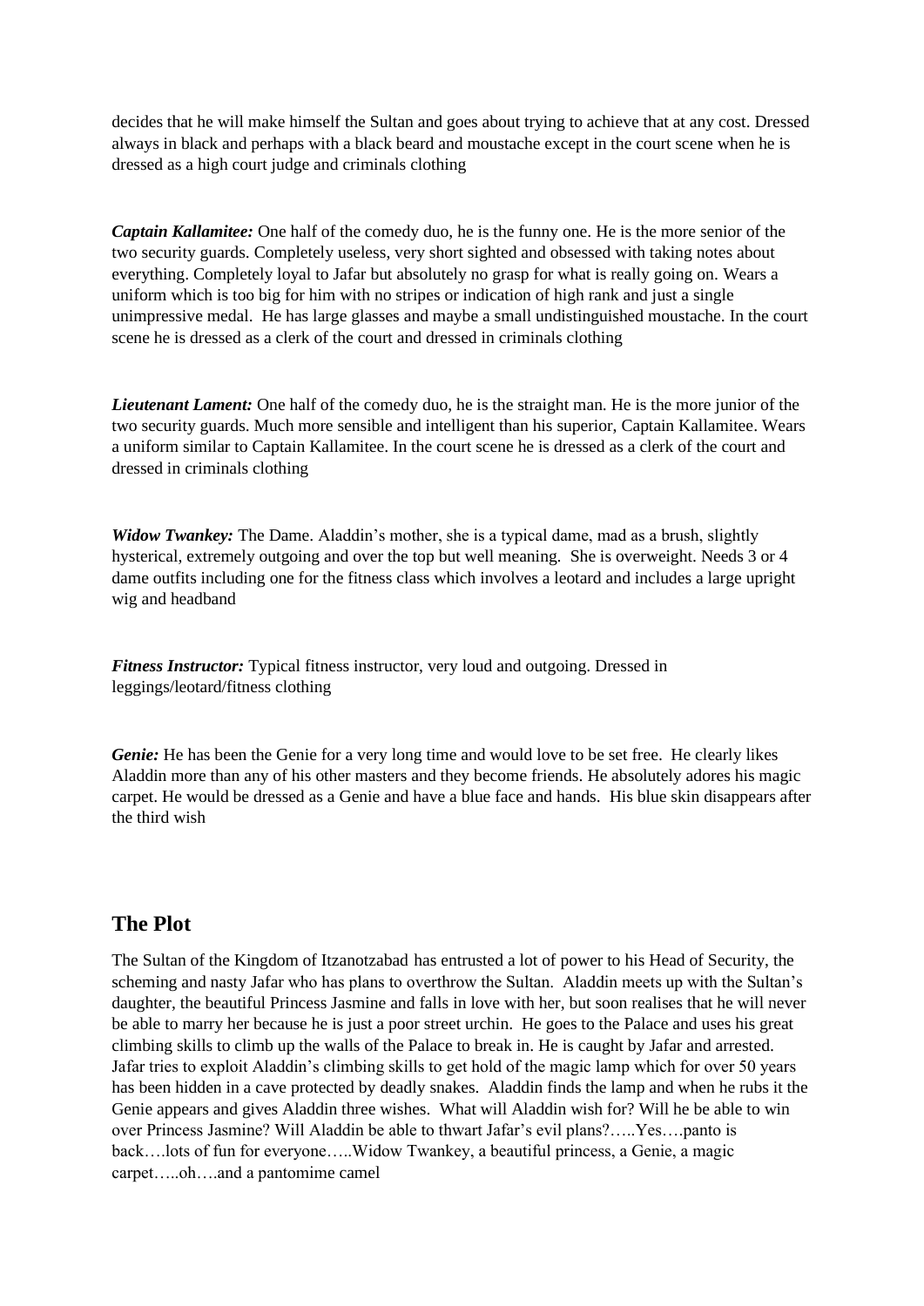decides that he will make himself the Sultan and goes about trying to achieve that at any cost. Dressed always in black and perhaps with a black beard and moustache except in the court scene when he is dressed as a high court judge and criminals clothing

***Captain Kallamitee:*** One half of the comedy duo, he is the funny one. He is the more senior of the two security guards. Completely useless, very short sighted and obsessed with taking notes about everything. Completely loyal to Jafar but absolutely no grasp for what is really going on. Wears a uniform which is too big for him with no stripes or indication of high rank and just a single unimpressive medal. He has large glasses and maybe a small undistinguished moustache. In the court scene he is dressed as a clerk of the court and dressed in criminals clothing

***Lieutenant Lament:*** One half of the comedy duo, he is the straight man. He is the more junior of the two security guards. Much more sensible and intelligent than his superior, Captain Kallamitee. Wears a uniform similar to Captain Kallamitee. In the court scene he is dressed as a clerk of the court and dressed in criminals clothing

***Widow Twankey:*** The Dame. Aladdin's mother, she is a typical dame, mad as a brush, slightly hysterical, extremely outgoing and over the top but well meaning. She is overweight. Needs 3 or 4 dame outfits including one for the fitness class which involves a leotard and includes a large upright wig and headband

***Fitness Instructor:*** Typical fitness instructor, very loud and outgoing. Dressed in leggings/leotard/fitness clothing

***Genie:*** He has been the Genie for a very long time and would love to be set free. He clearly likes Aladdin more than any of his other masters and they become friends. He absolutely adores his magic carpet. He would be dressed as a Genie and have a blue face and hands. His blue skin disappears after the third wish

## The Plot

The Sultan of the Kingdom of Itzanotzabad has entrusted a lot of power to his Head of Security, the scheming and nasty Jafar who has plans to overthrow the Sultan. Aladdin meets up with the Sultan's daughter, the beautiful Princess Jasmine and falls in love with her, but soon realises that he will never be able to marry her because he is just a poor street urchin. He goes to the Palace and uses his great climbing skills to climb up the walls of the Palace to break in. He is caught by Jafar and arrested. Jafar tries to exploit Aladdin's climbing skills to get hold of the magic lamp which for over 50 years has been hidden in a cave protected by deadly snakes. Aladdin finds the lamp and when he rubs it the Genie appears and gives Aladdin three wishes. What will Aladdin wish for? Will he be able to win over Princess Jasmine? Will Aladdin be able to thwart Jafar's evil plans?…..Yes….panto is back….lots of fun for everyone…..Widow Twankey, a beautiful princess, a Genie, a magic carpet…..oh….and a pantomime camel